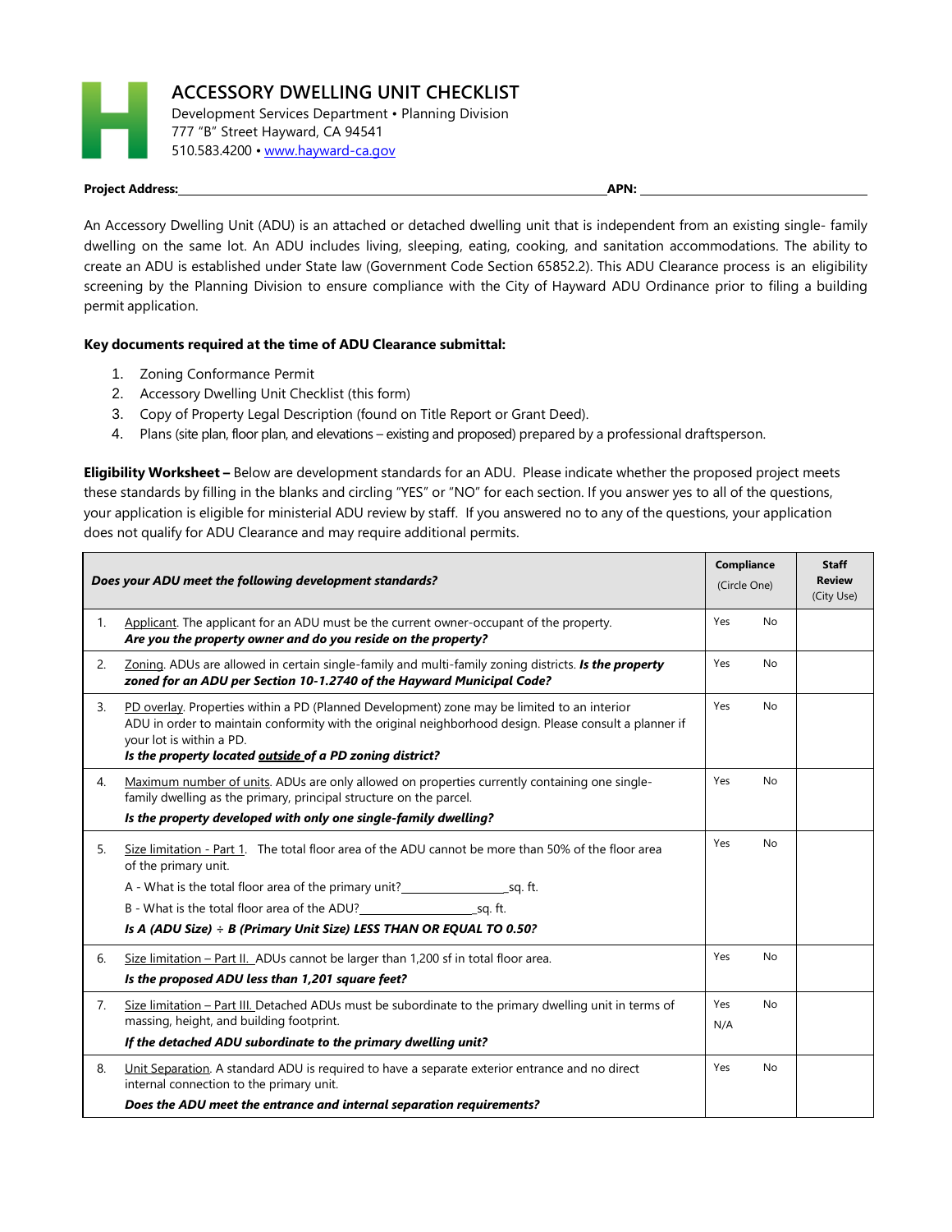# ACCESSORY DWELLING UNIT CHECKLIST

Development Services Department • Planning Division
777 "B" Street Hayward, CA 94541
510.583.4200 • www.hayward-ca.gov

**Project Address:**\_\_\_\_\_\_\_\_\_\_\_\_\_\_\_\_\_\_\_\_\_\_\_\_\_\_\_\_\_\_\_\_\_\_\_\_ **APN:** \_\_\_\_\_\_\_\_\_\_\_\_\_\_\_\_\_\_\_\_

An Accessory Dwelling Unit (ADU) is an attached or detached dwelling unit that is independent from an existing single- family dwelling on the same lot. An ADU includes living, sleeping, eating, cooking, and sanitation accommodations. The ability to create an ADU is established under State law (Government Code Section 65852.2). This ADU Clearance process is an eligibility screening by the Planning Division to ensure compliance with the City of Hayward ADU Ordinance prior to filing a building permit application.

**Key documents required at the time of ADU Clearance submittal:**

1. Zoning Conformance Permit
2. Accessory Dwelling Unit Checklist (this form)
3. Copy of Property Legal Description (found on Title Report or Grant Deed).
4. Plans (site plan, floor plan, and elevations – existing and proposed) prepared by a professional draftsperson.

**Eligibility Worksheet –** Below are development standards for an ADU. Please indicate whether the proposed project meets these standards by filling in the blanks and circling "YES" or "NO" for each section. If you answer yes to all of the questions, your application is eligible for ministerial ADU review by staff. If you answered no to any of the questions, your application does not qualify for ADU Clearance and may require additional permits.

| | ***Does your ADU meet the following development standards?*** | **Compliance** (Circle One) | **Staff Review** (City Use) |
|---|---|---|---|
| 1. | Applicant. The applicant for an ADU must be the current owner-occupant of the property. ***Are you the property owner and do you reside on the property?*** | Yes No | |
| 2. | Zoning. ADUs are allowed in certain single-family and multi-family zoning districts. ***Is the property zoned for an ADU per Section 10-1.2740 of the Hayward Municipal Code?*** | Yes No | |
| 3. | PD overlay. Properties within a PD (Planned Development) zone may be limited to an interior ADU in order to maintain conformity with the original neighborhood design. Please consult a planner if your lot is within a PD. ***Is the property located outside of a PD zoning district?*** | Yes No | |
| 4. | Maximum number of units. ADUs are only allowed on properties currently containing one single-family dwelling as the primary, principal structure on the parcel. ***Is the property developed with only one single-family dwelling?*** | Yes No | |
| 5. | Size limitation - Part 1. The total floor area of the ADU cannot be more than 50% of the floor area of the primary unit. A - What is the total floor area of the primary unit?\_\_\_\_\_\_\_\_\_\_sq. ft. B - What is the total floor area of the ADU?\_\_\_\_\_\_\_\_\_\_sq. ft. ***Is A (ADU Size) ÷ B (Primary Unit Size) LESS THAN OR EQUAL TO 0.50?*** | Yes No | |
| 6. | Size limitation – Part II. ADUs cannot be larger than 1,200 sf in total floor area. ***Is the proposed ADU less than 1,201 square feet?*** | Yes No | |
| 7. | Size limitation – Part III. Detached ADUs must be subordinate to the primary dwelling unit in terms of massing, height, and building footprint. ***If the detached ADU subordinate to the primary dwelling unit?*** | Yes No N/A | |
| 8. | Unit Separation. A standard ADU is required to have a separate exterior entrance and no direct internal connection to the primary unit. ***Does the ADU meet the entrance and internal separation requirements?*** | Yes No | |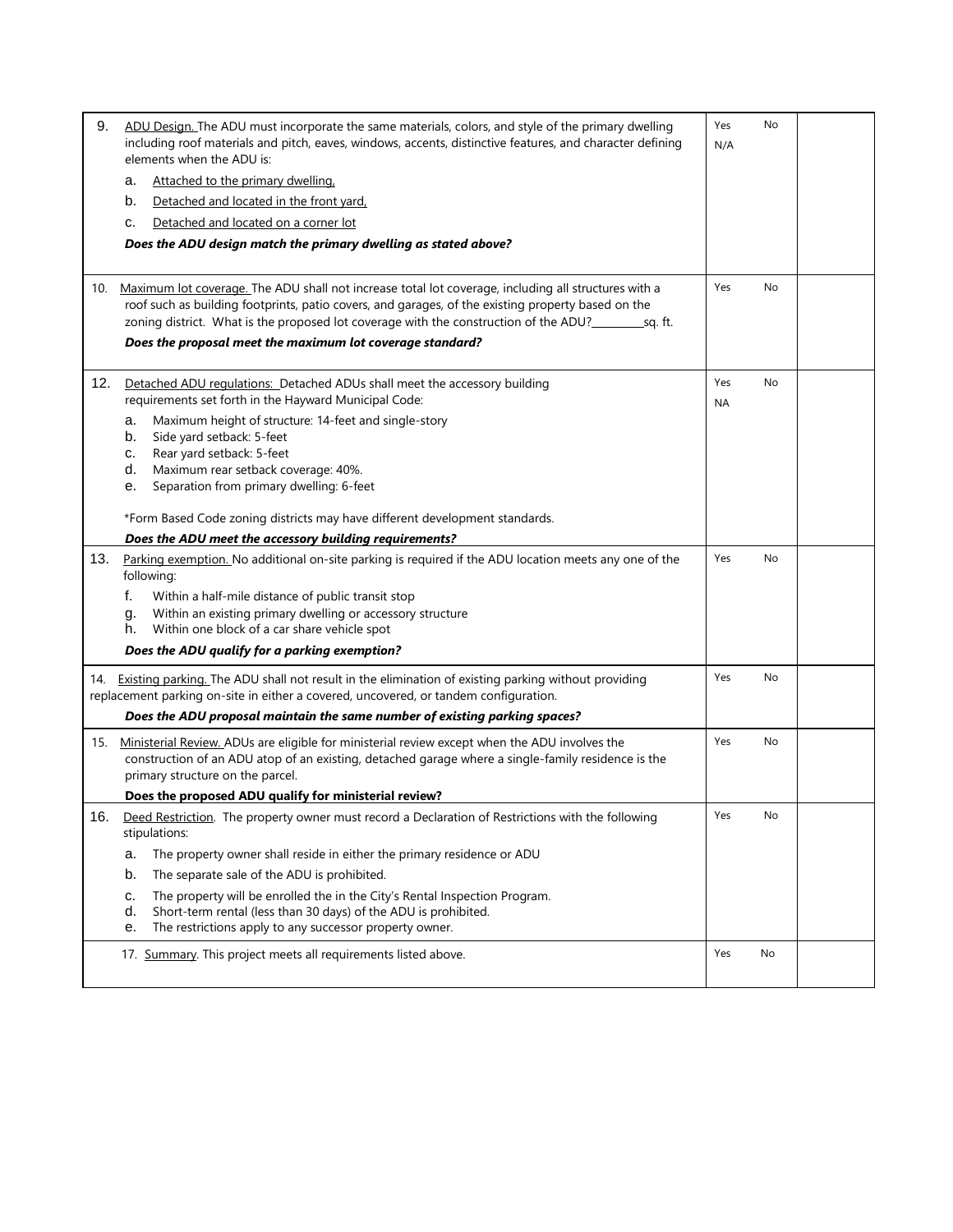| | | |
|---|---|---|
| 9. <u>ADU Design.</u> The ADU must incorporate the same materials, colors, and style of the primary dwelling including roof materials and pitch, eaves, windows, accents, distinctive features, and character defining elements when the ADU is:<br>a. <u>Attached to the primary dwelling,</u><br>b. <u>Detached and located in the front yard,</u><br>c. <u>Detached and located on a corner lot</u><br>***Does the ADU design match the primary dwelling as stated above?*** | Yes No N/A | |
| 10. <u>Maximum lot coverage.</u> The ADU shall not increase total lot coverage, including all structures with a roof such as building footprints, patio covers, and garages, of the existing property based on the zoning district. What is the proposed lot coverage with the construction of the ADU?_________sq. ft.<br>***Does the proposal meet the maximum lot coverage standard?*** | Yes No | |
| 12. <u>Detached ADU regulations:</u> Detached ADUs shall meet the accessory building requirements set forth in the Hayward Municipal Code:<br>a. Maximum height of structure: 14-feet and single-story<br>b. Side yard setback: 5-feet<br>c. Rear yard setback: 5-feet<br>d. Maximum rear setback coverage: 40%.<br>e. Separation from primary dwelling: 6-feet<br>*Form Based Code zoning districts may have different development standards.<br>***Does the ADU meet the accessory building requirements?*** | Yes No NA | |
| 13. <u>Parking exemption.</u> No additional on-site parking is required if the ADU location meets any one of the following:<br>f. Within a half-mile distance of public transit stop<br>g. Within an existing primary dwelling or accessory structure<br>h. Within one block of a car share vehicle spot<br>***Does the ADU qualify for a parking exemption?*** | Yes No | |
| 14. <u>Existing parking.</u> The ADU shall not result in the elimination of existing parking without providing replacement parking on-site in either a covered, uncovered, or tandem configuration.<br>***Does the ADU proposal maintain the same number of existing parking spaces?*** | Yes No | |
| 15. <u>Ministerial Review.</u> ADUs are eligible for ministerial review except when the ADU involves the construction of an ADU atop of an existing, detached garage where a single-family residence is the primary structure on the parcel.<br>**Does the proposed ADU qualify for ministerial review?** | Yes No | |
| 16. <u>Deed Restriction</u>. The property owner must record a Declaration of Restrictions with the following stipulations:<br>a. The property owner shall reside in either the primary residence or ADU<br>b. The separate sale of the ADU is prohibited.<br>c. The property will be enrolled the in the City's Rental Inspection Program.<br>d. Short-term rental (less than 30 days) of the ADU is prohibited.<br>e. The restrictions apply to any successor property owner. | Yes No | |
| 17. <u>Summary</u>. This project meets all requirements listed above. | Yes No | |